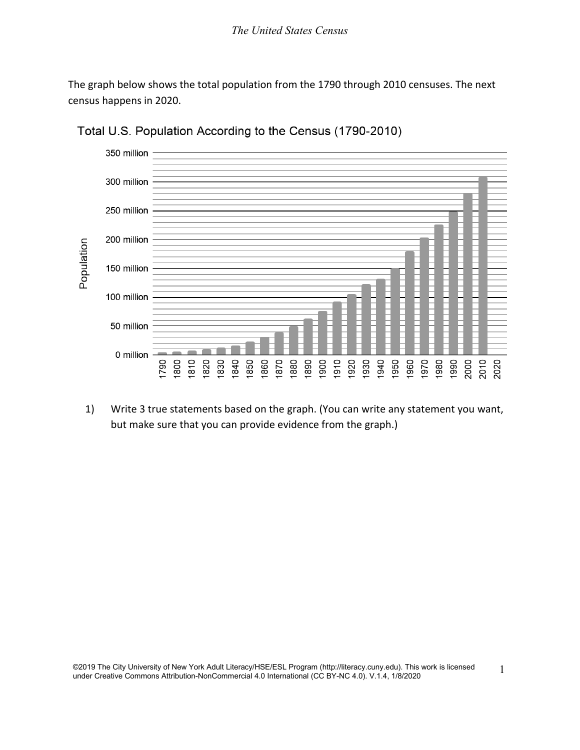The graph below shows the total population from the 1790 through 2010 censuses. The next census happens in 2020.

Total U.S. Population According to the Census (1790-2010)

1) Write 3 true statements based on the graph. (You can write any statement you want, but make sure that you can provide evidence from the graph.)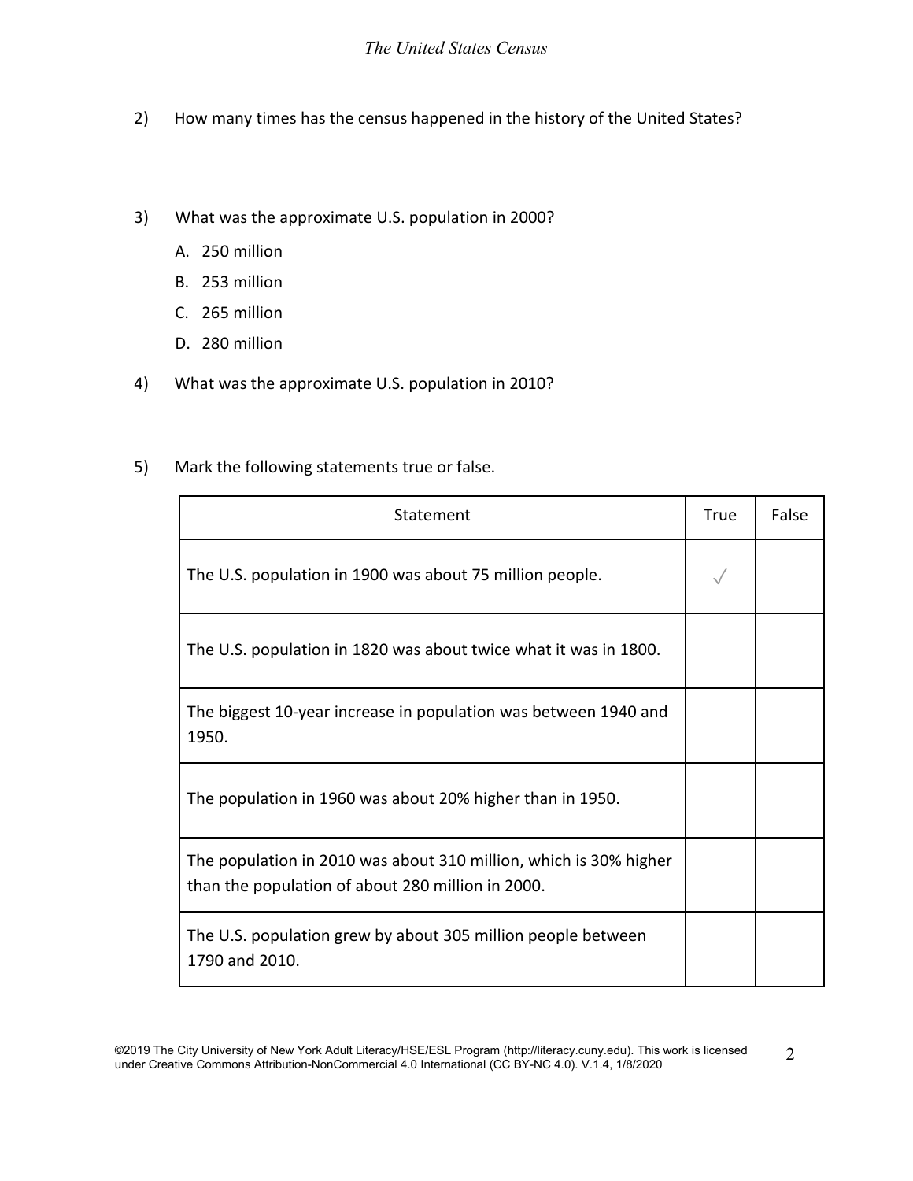2) How many times has the census happened in the history of the United States?

3) What was the approximate U.S. population in 2000?

   A. 250 million
   B. 253 million
   C. 265 million
   D. 280 million

4) What was the approximate U.S. population in 2010?

5) Mark the following statements true or false.

| Statement | True | False |
|---|---|---|
| The U.S. population in 1900 was about 75 million people. | ✓ | |
| The U.S. population in 1820 was about twice what it was in 1800. | | |
| The biggest 10-year increase in population was between 1940 and 1950. | | |
| The population in 1960 was about 20% higher than in 1950. | | |
| The population in 2010 was about 310 million, which is 30% higher than the population of about 280 million in 2000. | | |
| The U.S. population grew by about 305 million people between 1790 and 2010. | | |

©2019 The City University of New York Adult Literacy/HSE/ESL Program (http://literacy.cuny.edu). This work is licensed under Creative Commons Attribution-NonCommercial 4.0 International (CC BY-NC 4.0). V.1.4, 1/8/2020